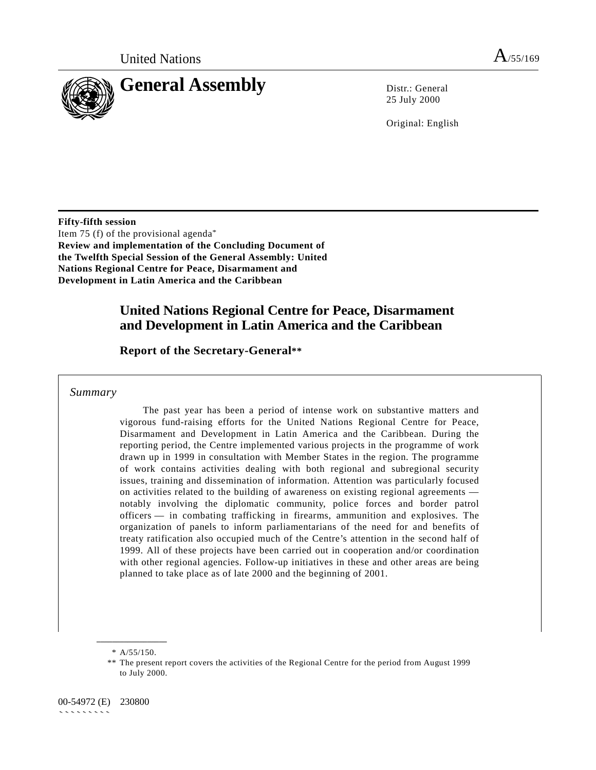United Nations A/55/169

# General Assembly

Distr.: General
25 July 2000

Original: English

**Fifty-fifth session**
Item 75 (f) of the provisional agenda*
**Review and implementation of the Concluding Document of the Twelfth Special Session of the General Assembly: United Nations Regional Centre for Peace, Disarmament and Development in Latin America and the Caribbean**

# United Nations Regional Centre for Peace, Disarmament and Development in Latin America and the Caribbean

## Report of the Secretary-General**

*Summary*

The past year has been a period of intense work on substantive matters and vigorous fund-raising efforts for the United Nations Regional Centre for Peace, Disarmament and Development in Latin America and the Caribbean. During the reporting period, the Centre implemented various projects in the programme of work drawn up in 1999 in consultation with Member States in the region. The programme of work contains activities dealing with both regional and subregional security issues, training and dissemination of information. Attention was particularly focused on activities related to the building of awareness on existing regional agreements — notably involving the diplomatic community, police forces and border patrol officers — in combating trafficking in firearms, ammunition and explosives. The organization of panels to inform parliamentarians of the need for and benefits of treaty ratification also occupied much of the Centre's attention in the second half of 1999. All of these projects have been carried out in cooperation and/or coordination with other regional agencies. Follow-up initiatives in these and other areas are being planned to take place as of late 2000 and the beginning of 2001.

* A/55/150.

** The present report covers the activities of the Regional Centre for the period from August 1999 to July 2000.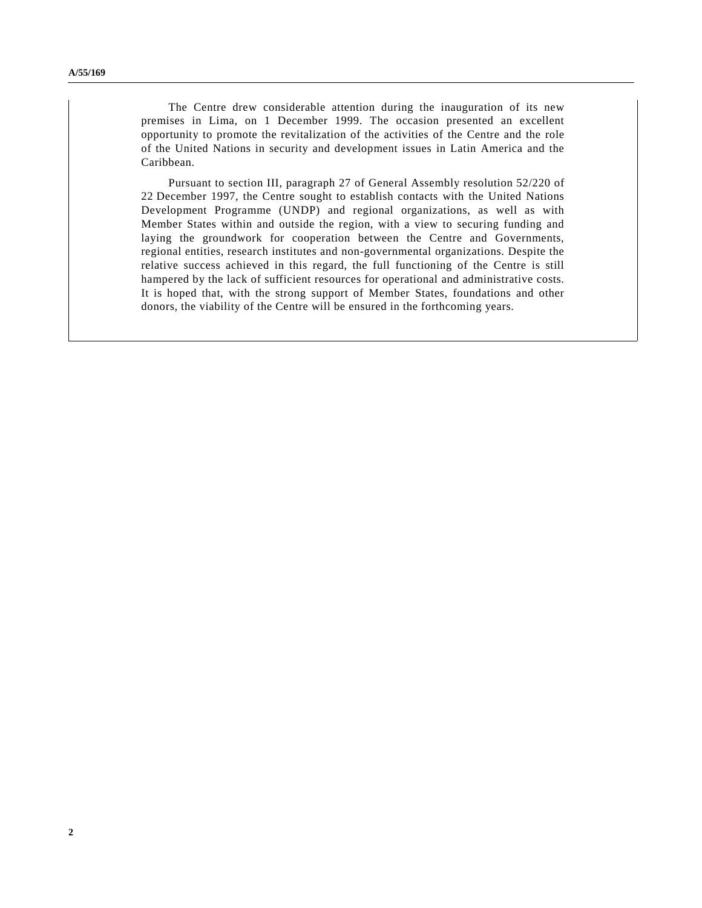The Centre drew considerable attention during the inauguration of its new premises in Lima, on 1 December 1999. The occasion presented an excellent opportunity to promote the revitalization of the activities of the Centre and the role of the United Nations in security and development issues in Latin America and the Caribbean.

Pursuant to section III, paragraph 27 of General Assembly resolution 52/220 of 22 December 1997, the Centre sought to establish contacts with the United Nations Development Programme (UNDP) and regional organizations, as well as with Member States within and outside the region, with a view to securing funding and laying the groundwork for cooperation between the Centre and Governments, regional entities, research institutes and non-governmental organizations. Despite the relative success achieved in this regard, the full functioning of the Centre is still hampered by the lack of sufficient resources for operational and administrative costs. It is hoped that, with the strong support of Member States, foundations and other donors, the viability of the Centre will be ensured in the forthcoming years.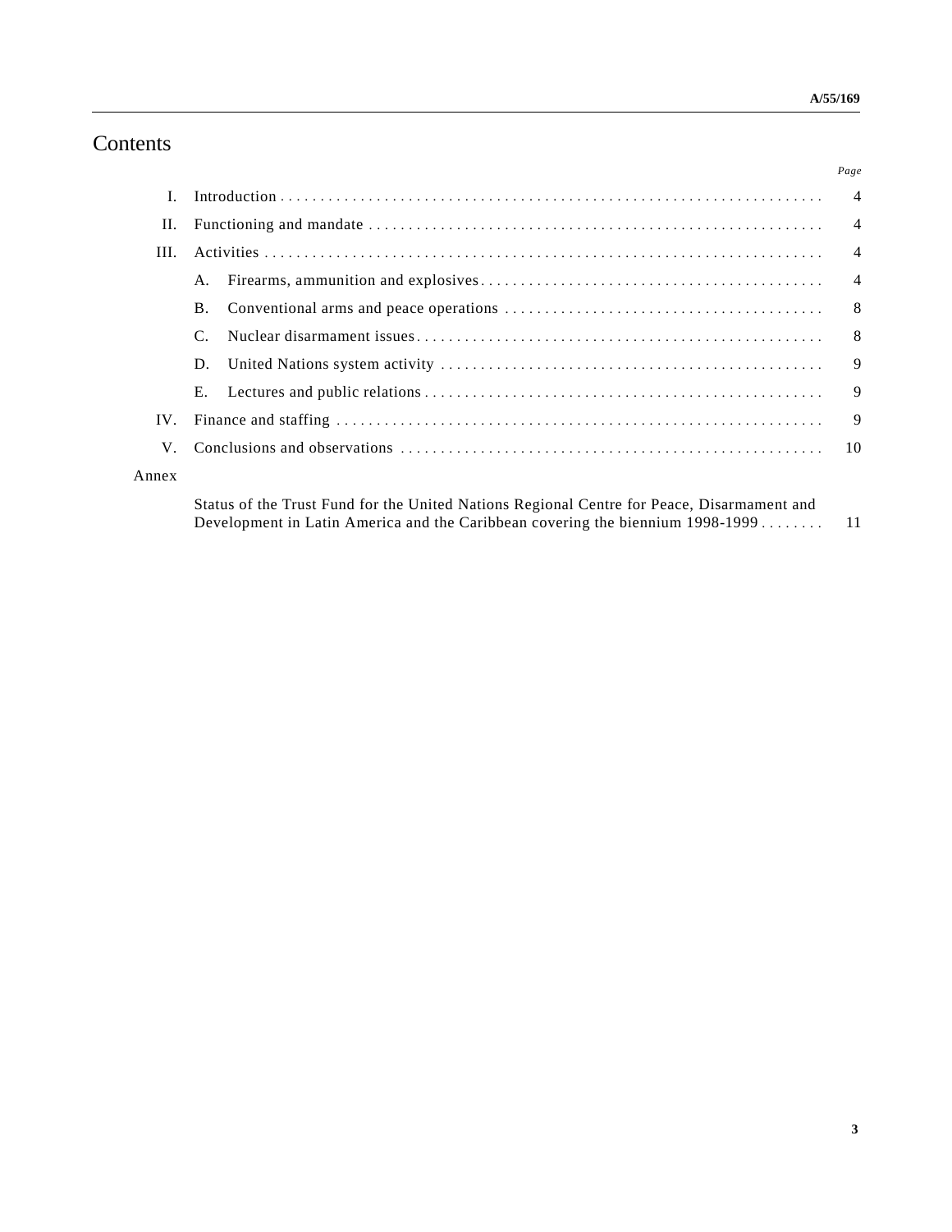# Contents

| | | Page |
|---|---|---|
| I. | Introduction | 4 |
| II. | Functioning and mandate | 4 |
| III. | Activities | 4 |
| | A. Firearms, ammunition and explosives | 4 |
| | B. Conventional arms and peace operations | 8 |
| | C. Nuclear disarmament issues | 8 |
| | D. United Nations system activity | 9 |
| | E. Lectures and public relations | 9 |
| IV. | Finance and staffing | 9 |
| V. | Conclusions and observations | 10 |
| Annex | | |
| | Status of the Trust Fund for the United Nations Regional Centre for Peace, Disarmament and Development in Latin America and the Caribbean covering the biennium 1998-1999 | 11 |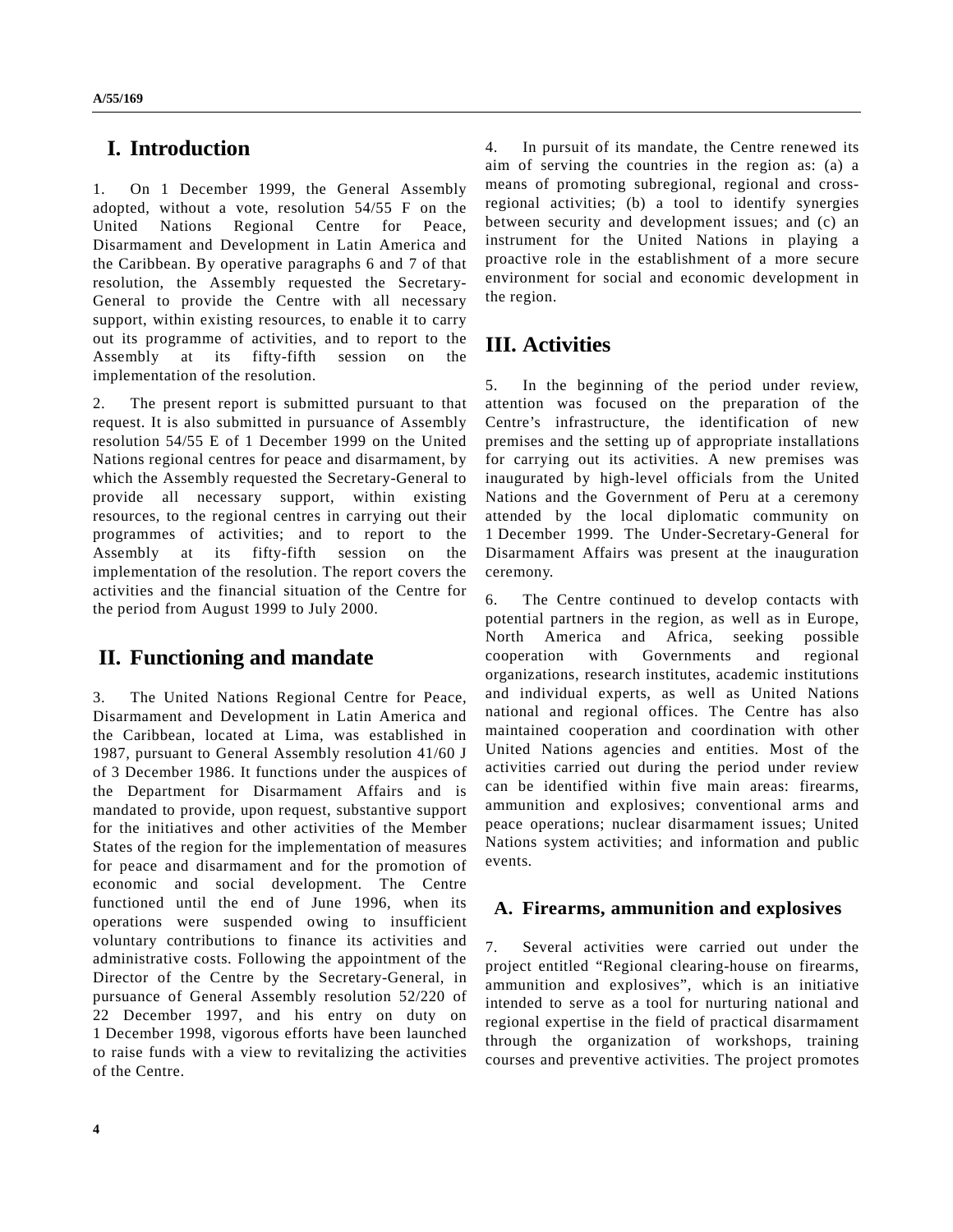# I. Introduction

1. On 1 December 1999, the General Assembly adopted, without a vote, resolution 54/55 F on the United Nations Regional Centre for Peace, Disarmament and Development in Latin America and the Caribbean. By operative paragraphs 6 and 7 of that resolution, the Assembly requested the Secretary-General to provide the Centre with all necessary support, within existing resources, to enable it to carry out its programme of activities, and to report to the Assembly at its fifty-fifth session on the implementation of the resolution.

2. The present report is submitted pursuant to that request. It is also submitted in pursuance of Assembly resolution 54/55 E of 1 December 1999 on the United Nations regional centres for peace and disarmament, by which the Assembly requested the Secretary-General to provide all necessary support, within existing resources, to the regional centres in carrying out their programmes of activities; and to report to the Assembly at its fifty-fifth session on the implementation of the resolution. The report covers the activities and the financial situation of the Centre for the period from August 1999 to July 2000.

# II. Functioning and mandate

3. The United Nations Regional Centre for Peace, Disarmament and Development in Latin America and the Caribbean, located at Lima, was established in 1987, pursuant to General Assembly resolution 41/60 J of 3 December 1986. It functions under the auspices of the Department for Disarmament Affairs and is mandated to provide, upon request, substantive support for the initiatives and other activities of the Member States of the region for the implementation of measures for peace and disarmament and for the promotion of economic and social development. The Centre functioned until the end of June 1996, when its operations were suspended owing to insufficient voluntary contributions to finance its activities and administrative costs. Following the appointment of the Director of the Centre by the Secretary-General, in pursuance of General Assembly resolution 52/220 of 22 December 1997, and his entry on duty on 1 December 1998, vigorous efforts have been launched to raise funds with a view to revitalizing the activities of the Centre.

4. In pursuit of its mandate, the Centre renewed its aim of serving the countries in the region as: (a) a means of promoting subregional, regional and cross-regional activities; (b) a tool to identify synergies between security and development issues; and (c) an instrument for the United Nations in playing a proactive role in the establishment of a more secure environment for social and economic development in the region.

# III. Activities

5. In the beginning of the period under review, attention was focused on the preparation of the Centre's infrastructure, the identification of new premises and the setting up of appropriate installations for carrying out its activities. A new premises was inaugurated by high-level officials from the United Nations and the Government of Peru at a ceremony attended by the local diplomatic community on 1 December 1999. The Under-Secretary-General for Disarmament Affairs was present at the inauguration ceremony.

6. The Centre continued to develop contacts with potential partners in the region, as well as in Europe, North America and Africa, seeking possible cooperation with Governments and regional organizations, research institutes, academic institutions and individual experts, as well as United Nations national and regional offices. The Centre has also maintained cooperation and coordination with other United Nations agencies and entities. Most of the activities carried out during the period under review can be identified within five main areas: firearms, ammunition and explosives; conventional arms and peace operations; nuclear disarmament issues; United Nations system activities; and information and public events.

## A. Firearms, ammunition and explosives

7. Several activities were carried out under the project entitled "Regional clearing-house on firearms, ammunition and explosives", which is an initiative intended to serve as a tool for nurturing national and regional expertise in the field of practical disarmament through the organization of workshops, training courses and preventive activities. The project promotes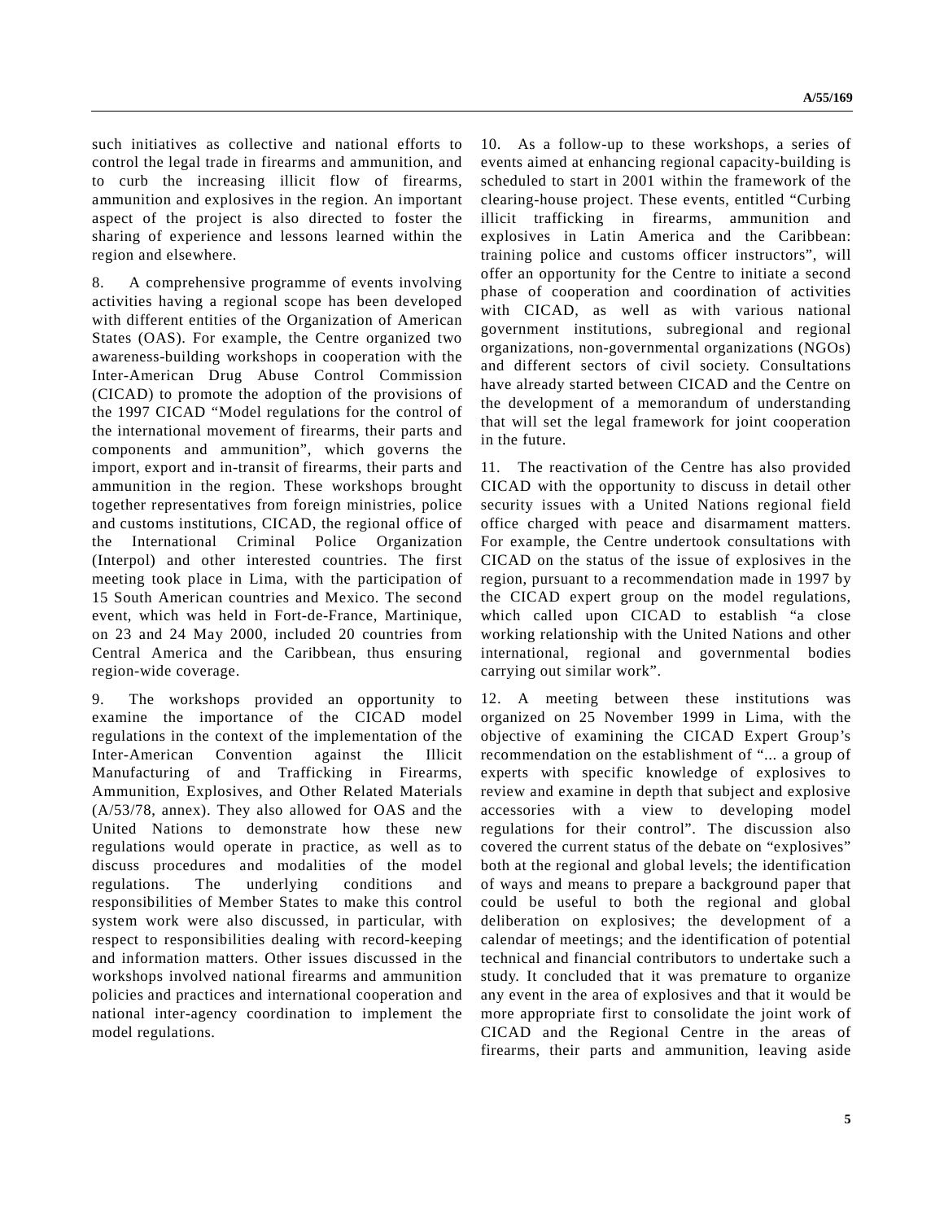such initiatives as collective and national efforts to control the legal trade in firearms and ammunition, and to curb the increasing illicit flow of firearms, ammunition and explosives in the region. An important aspect of the project is also directed to foster the sharing of experience and lessons learned within the region and elsewhere.

8. A comprehensive programme of events involving activities having a regional scope has been developed with different entities of the Organization of American States (OAS). For example, the Centre organized two awareness-building workshops in cooperation with the Inter-American Drug Abuse Control Commission (CICAD) to promote the adoption of the provisions of the 1997 CICAD "Model regulations for the control of the international movement of firearms, their parts and components and ammunition", which governs the import, export and in-transit of firearms, their parts and ammunition in the region. These workshops brought together representatives from foreign ministries, police and customs institutions, CICAD, the regional office of the International Criminal Police Organization (Interpol) and other interested countries. The first meeting took place in Lima, with the participation of 15 South American countries and Mexico. The second event, which was held in Fort-de-France, Martinique, on 23 and 24 May 2000, included 20 countries from Central America and the Caribbean, thus ensuring region-wide coverage.

9. The workshops provided an opportunity to examine the importance of the CICAD model regulations in the context of the implementation of the Inter-American Convention against the Illicit Manufacturing of and Trafficking in Firearms, Ammunition, Explosives, and Other Related Materials (A/53/78, annex). They also allowed for OAS and the United Nations to demonstrate how these new regulations would operate in practice, as well as to discuss procedures and modalities of the model regulations. The underlying conditions and responsibilities of Member States to make this control system work were also discussed, in particular, with respect to responsibilities dealing with record-keeping and information matters. Other issues discussed in the workshops involved national firearms and ammunition policies and practices and international cooperation and national inter-agency coordination to implement the model regulations.

10. As a follow-up to these workshops, a series of events aimed at enhancing regional capacity-building is scheduled to start in 2001 within the framework of the clearing-house project. These events, entitled "Curbing illicit trafficking in firearms, ammunition and explosives in Latin America and the Caribbean: training police and customs officer instructors", will offer an opportunity for the Centre to initiate a second phase of cooperation and coordination of activities with CICAD, as well as with various national government institutions, subregional and regional organizations, non-governmental organizations (NGOs) and different sectors of civil society. Consultations have already started between CICAD and the Centre on the development of a memorandum of understanding that will set the legal framework for joint cooperation in the future.

11. The reactivation of the Centre has also provided CICAD with the opportunity to discuss in detail other security issues with a United Nations regional field office charged with peace and disarmament matters. For example, the Centre undertook consultations with CICAD on the status of the issue of explosives in the region, pursuant to a recommendation made in 1997 by the CICAD expert group on the model regulations, which called upon CICAD to establish "a close working relationship with the United Nations and other international, regional and governmental bodies carrying out similar work".

12. A meeting between these institutions was organized on 25 November 1999 in Lima, with the objective of examining the CICAD Expert Group's recommendation on the establishment of "... a group of experts with specific knowledge of explosives to review and examine in depth that subject and explosive accessories with a view to developing model regulations for their control". The discussion also covered the current status of the debate on "explosives" both at the regional and global levels; the identification of ways and means to prepare a background paper that could be useful to both the regional and global deliberation on explosives; the development of a calendar of meetings; and the identification of potential technical and financial contributors to undertake such a study. It concluded that it was premature to organize any event in the area of explosives and that it would be more appropriate first to consolidate the joint work of CICAD and the Regional Centre in the areas of firearms, their parts and ammunition, leaving aside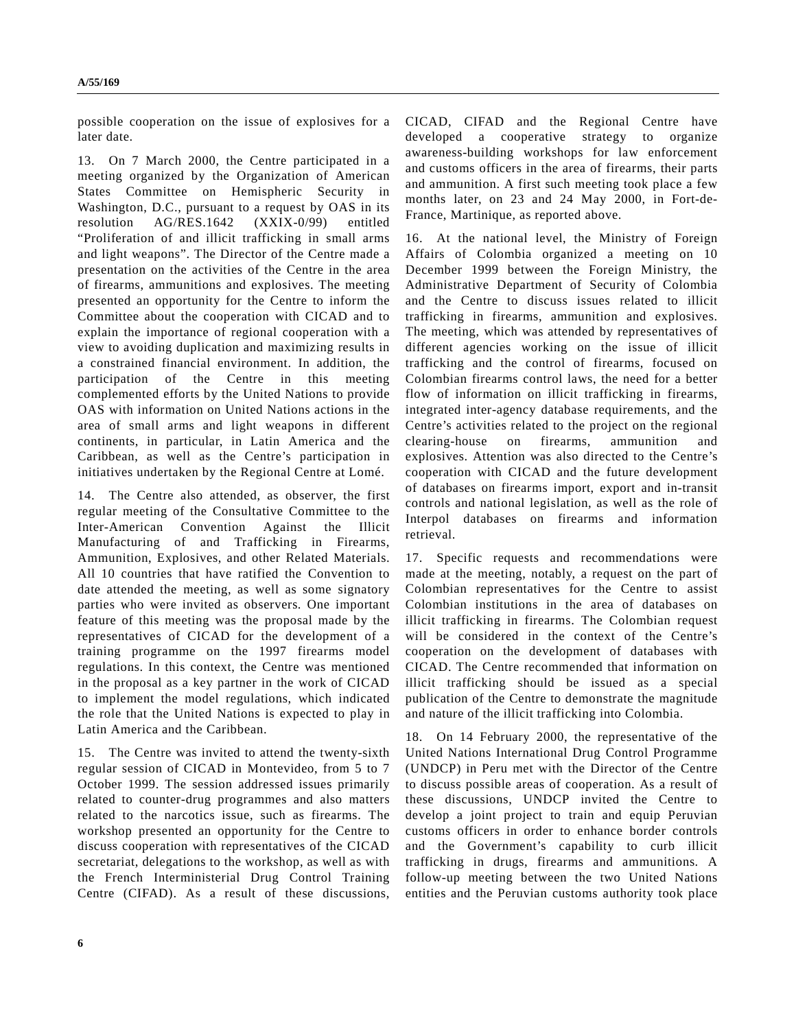possible cooperation on the issue of explosives for a later date.

13. On 7 March 2000, the Centre participated in a meeting organized by the Organization of American States Committee on Hemispheric Security in Washington, D.C., pursuant to a request by OAS in its resolution AG/RES.1642 (XXIX-0/99) entitled "Proliferation of and illicit trafficking in small arms and light weapons". The Director of the Centre made a presentation on the activities of the Centre in the area of firearms, ammunitions and explosives. The meeting presented an opportunity for the Centre to inform the Committee about the cooperation with CICAD and to explain the importance of regional cooperation with a view to avoiding duplication and maximizing results in a constrained financial environment. In addition, the participation of the Centre in this meeting complemented efforts by the United Nations to provide OAS with information on United Nations actions in the area of small arms and light weapons in different continents, in particular, in Latin America and the Caribbean, as well as the Centre's participation in initiatives undertaken by the Regional Centre at Lomé.

14. The Centre also attended, as observer, the first regular meeting of the Consultative Committee to the Inter-American Convention Against the Illicit Manufacturing of and Trafficking in Firearms, Ammunition, Explosives, and other Related Materials. All 10 countries that have ratified the Convention to date attended the meeting, as well as some signatory parties who were invited as observers. One important feature of this meeting was the proposal made by the representatives of CICAD for the development of a training programme on the 1997 firearms model regulations. In this context, the Centre was mentioned in the proposal as a key partner in the work of CICAD to implement the model regulations, which indicated the role that the United Nations is expected to play in Latin America and the Caribbean.

15. The Centre was invited to attend the twenty-sixth regular session of CICAD in Montevideo, from 5 to 7 October 1999. The session addressed issues primarily related to counter-drug programmes and also matters related to the narcotics issue, such as firearms. The workshop presented an opportunity for the Centre to discuss cooperation with representatives of the CICAD secretariat, delegations to the workshop, as well as with the French Interministerial Drug Control Training Centre (CIFAD). As a result of these discussions, CICAD, CIFAD and the Regional Centre have developed a cooperative strategy to organize awareness-building workshops for law enforcement and customs officers in the area of firearms, their parts and ammunition. A first such meeting took place a few months later, on 23 and 24 May 2000, in Fort-de-France, Martinique, as reported above.

16. At the national level, the Ministry of Foreign Affairs of Colombia organized a meeting on 10 December 1999 between the Foreign Ministry, the Administrative Department of Security of Colombia and the Centre to discuss issues related to illicit trafficking in firearms, ammunition and explosives. The meeting, which was attended by representatives of different agencies working on the issue of illicit trafficking and the control of firearms, focused on Colombian firearms control laws, the need for a better flow of information on illicit trafficking in firearms, integrated inter-agency database requirements, and the Centre's activities related to the project on the regional clearing-house on firearms, ammunition and explosives. Attention was also directed to the Centre's cooperation with CICAD and the future development of databases on firearms import, export and in-transit controls and national legislation, as well as the role of Interpol databases on firearms and information retrieval.

17. Specific requests and recommendations were made at the meeting, notably, a request on the part of Colombian representatives for the Centre to assist Colombian institutions in the area of databases on illicit trafficking in firearms. The Colombian request will be considered in the context of the Centre's cooperation on the development of databases with CICAD. The Centre recommended that information on illicit trafficking should be issued as a special publication of the Centre to demonstrate the magnitude and nature of the illicit trafficking into Colombia.

18. On 14 February 2000, the representative of the United Nations International Drug Control Programme (UNDCP) in Peru met with the Director of the Centre to discuss possible areas of cooperation. As a result of these discussions, UNDCP invited the Centre to develop a joint project to train and equip Peruvian customs officers in order to enhance border controls and the Government's capability to curb illicit trafficking in drugs, firearms and ammunitions. A follow-up meeting between the two United Nations entities and the Peruvian customs authority took place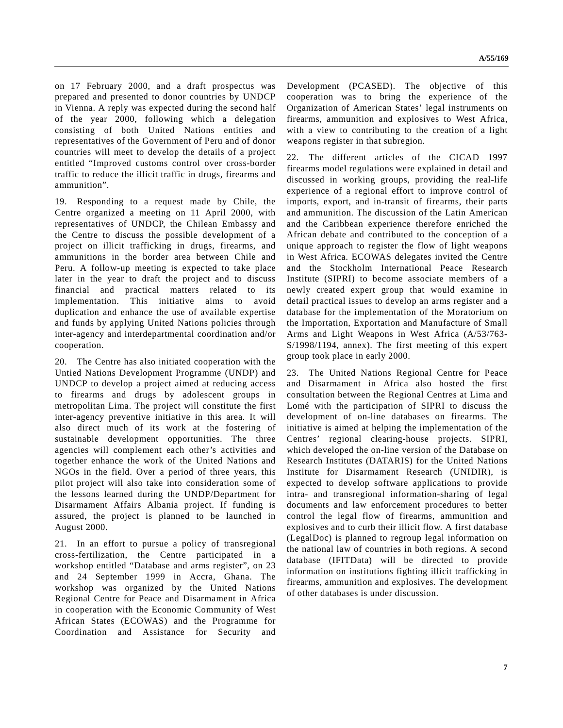on 17 February 2000, and a draft prospectus was prepared and presented to donor countries by UNDCP in Vienna. A reply was expected during the second half of the year 2000, following which a delegation consisting of both United Nations entities and representatives of the Government of Peru and of donor countries will meet to develop the details of a project entitled "Improved customs control over cross-border traffic to reduce the illicit traffic in drugs, firearms and ammunition".

19. Responding to a request made by Chile, the Centre organized a meeting on 11 April 2000, with representatives of UNDCP, the Chilean Embassy and the Centre to discuss the possible development of a project on illicit trafficking in drugs, firearms, and ammunitions in the border area between Chile and Peru. A follow-up meeting is expected to take place later in the year to draft the project and to discuss financial and practical matters related to its implementation. This initiative aims to avoid duplication and enhance the use of available expertise and funds by applying United Nations policies through inter-agency and interdepartmental coordination and/or cooperation.

20. The Centre has also initiated cooperation with the Untied Nations Development Programme (UNDP) and UNDCP to develop a project aimed at reducing access to firearms and drugs by adolescent groups in metropolitan Lima. The project will constitute the first inter-agency preventive initiative in this area. It will also direct much of its work at the fostering of sustainable development opportunities. The three agencies will complement each other's activities and together enhance the work of the United Nations and NGOs in the field. Over a period of three years, this pilot project will also take into consideration some of the lessons learned during the UNDP/Department for Disarmament Affairs Albania project. If funding is assured, the project is planned to be launched in August 2000.

21. In an effort to pursue a policy of transregional cross-fertilization, the Centre participated in a workshop entitled "Database and arms register", on 23 and 24 September 1999 in Accra, Ghana. The workshop was organized by the United Nations Regional Centre for Peace and Disarmament in Africa in cooperation with the Economic Community of West African States (ECOWAS) and the Programme for Coordination and Assistance for Security and Development (PCASED). The objective of this cooperation was to bring the experience of the Organization of American States' legal instruments on firearms, ammunition and explosives to West Africa, with a view to contributing to the creation of a light weapons register in that subregion.

22. The different articles of the CICAD 1997 firearms model regulations were explained in detail and discussed in working groups, providing the real-life experience of a regional effort to improve control of imports, export, and in-transit of firearms, their parts and ammunition. The discussion of the Latin American and the Caribbean experience therefore enriched the African debate and contributed to the conception of a unique approach to register the flow of light weapons in West Africa. ECOWAS delegates invited the Centre and the Stockholm International Peace Research Institute (SIPRI) to become associate members of a newly created expert group that would examine in detail practical issues to develop an arms register and a database for the implementation of the Moratorium on the Importation, Exportation and Manufacture of Small Arms and Light Weapons in West Africa (A/53/763-S/1998/1194, annex). The first meeting of this expert group took place in early 2000.

23. The United Nations Regional Centre for Peace and Disarmament in Africa also hosted the first consultation between the Regional Centres at Lima and Lomé with the participation of SIPRI to discuss the development of on-line databases on firearms. The initiative is aimed at helping the implementation of the Centres' regional clearing-house projects. SIPRI, which developed the on-line version of the Database on Research Institutes (DATARIS) for the United Nations Institute for Disarmament Research (UNIDIR), is expected to develop software applications to provide intra- and transregional information-sharing of legal documents and law enforcement procedures to better control the legal flow of firearms, ammunition and explosives and to curb their illicit flow. A first database (LegalDoc) is planned to regroup legal information on the national law of countries in both regions. A second database (IFITData) will be directed to provide information on institutions fighting illicit trafficking in firearms, ammunition and explosives. The development of other databases is under discussion.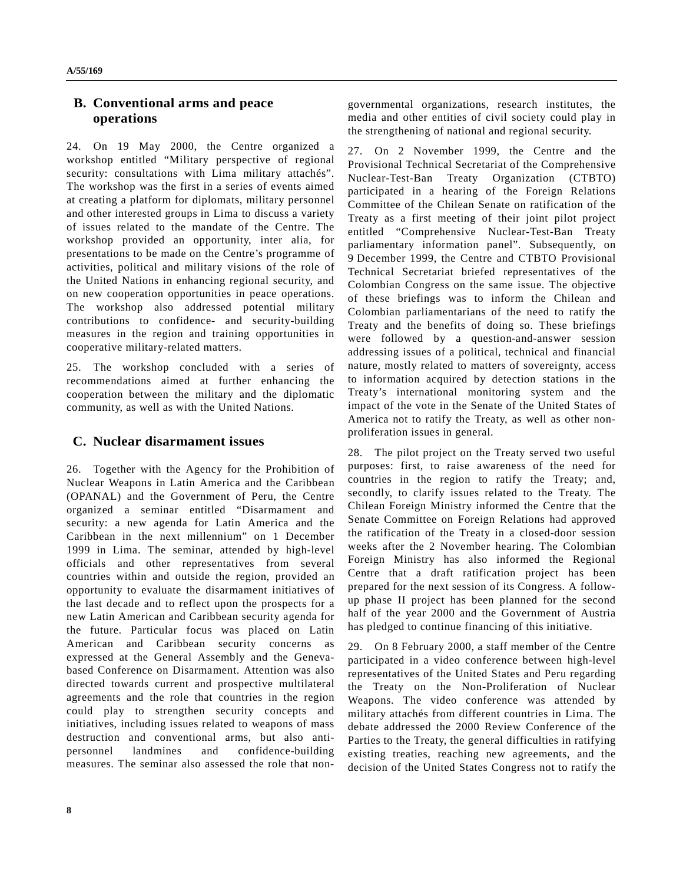## B. Conventional arms and peace operations

24. On 19 May 2000, the Centre organized a workshop entitled "Military perspective of regional security: consultations with Lima military attachés". The workshop was the first in a series of events aimed at creating a platform for diplomats, military personnel and other interested groups in Lima to discuss a variety of issues related to the mandate of the Centre. The workshop provided an opportunity, inter alia, for presentations to be made on the Centre's programme of activities, political and military visions of the role of the United Nations in enhancing regional security, and on new cooperation opportunities in peace operations. The workshop also addressed potential military contributions to confidence- and security-building measures in the region and training opportunities in cooperative military-related matters.

25. The workshop concluded with a series of recommendations aimed at further enhancing the cooperation between the military and the diplomatic community, as well as with the United Nations.

## C. Nuclear disarmament issues

26. Together with the Agency for the Prohibition of Nuclear Weapons in Latin America and the Caribbean (OPANAL) and the Government of Peru, the Centre organized a seminar entitled "Disarmament and security: a new agenda for Latin America and the Caribbean in the next millennium" on 1 December 1999 in Lima. The seminar, attended by high-level officials and other representatives from several countries within and outside the region, provided an opportunity to evaluate the disarmament initiatives of the last decade and to reflect upon the prospects for a new Latin American and Caribbean security agenda for the future. Particular focus was placed on Latin American and Caribbean security concerns as expressed at the General Assembly and the Geneva-based Conference on Disarmament. Attention was also directed towards current and prospective multilateral agreements and the role that countries in the region could play to strengthen security concepts and initiatives, including issues related to weapons of mass destruction and conventional arms, but also anti-personnel landmines and confidence-building measures. The seminar also assessed the role that non-governmental organizations, research institutes, the media and other entities of civil society could play in the strengthening of national and regional security.

27. On 2 November 1999, the Centre and the Provisional Technical Secretariat of the Comprehensive Nuclear-Test-Ban Treaty Organization (CTBTO) participated in a hearing of the Foreign Relations Committee of the Chilean Senate on ratification of the Treaty as a first meeting of their joint pilot project entitled "Comprehensive Nuclear-Test-Ban Treaty parliamentary information panel". Subsequently, on 9 December 1999, the Centre and CTBTO Provisional Technical Secretariat briefed representatives of the Colombian Congress on the same issue. The objective of these briefings was to inform the Chilean and Colombian parliamentarians of the need to ratify the Treaty and the benefits of doing so. These briefings were followed by a question-and-answer session addressing issues of a political, technical and financial nature, mostly related to matters of sovereignty, access to information acquired by detection stations in the Treaty's international monitoring system and the impact of the vote in the Senate of the United States of America not to ratify the Treaty, as well as other non-proliferation issues in general.

28. The pilot project on the Treaty served two useful purposes: first, to raise awareness of the need for countries in the region to ratify the Treaty; and, secondly, to clarify issues related to the Treaty. The Chilean Foreign Ministry informed the Centre that the Senate Committee on Foreign Relations had approved the ratification of the Treaty in a closed-door session weeks after the 2 November hearing. The Colombian Foreign Ministry has also informed the Regional Centre that a draft ratification project has been prepared for the next session of its Congress. A follow-up phase II project has been planned for the second half of the year 2000 and the Government of Austria has pledged to continue financing of this initiative.

29. On 8 February 2000, a staff member of the Centre participated in a video conference between high-level representatives of the United States and Peru regarding the Treaty on the Non-Proliferation of Nuclear Weapons. The video conference was attended by military attachés from different countries in Lima. The debate addressed the 2000 Review Conference of the Parties to the Treaty, the general difficulties in ratifying existing treaties, reaching new agreements, and the decision of the United States Congress not to ratify the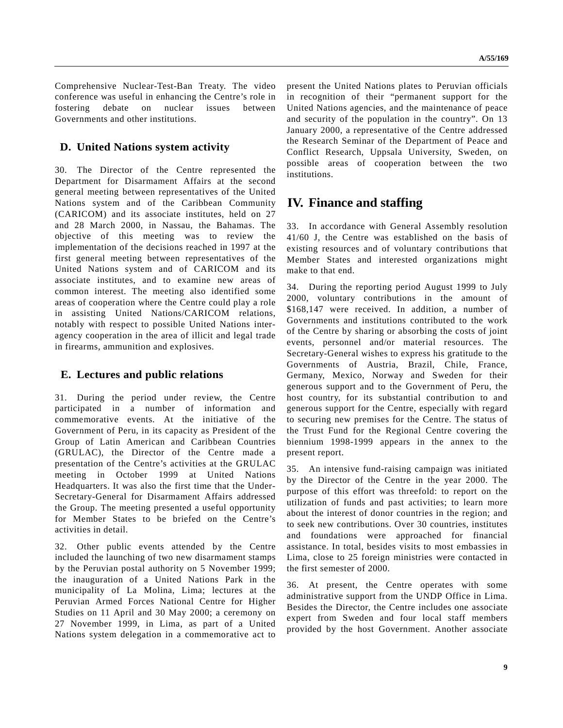Comprehensive Nuclear-Test-Ban Treaty. The video conference was useful in enhancing the Centre's role in fostering debate on nuclear issues between Governments and other institutions.

### D. United Nations system activity

30. The Director of the Centre represented the Department for Disarmament Affairs at the second general meeting between representatives of the United Nations system and of the Caribbean Community (CARICOM) and its associate institutes, held on 27 and 28 March 2000, in Nassau, the Bahamas. The objective of this meeting was to review the implementation of the decisions reached in 1997 at the first general meeting between representatives of the United Nations system and of CARICOM and its associate institutes, and to examine new areas of common interest. The meeting also identified some areas of cooperation where the Centre could play a role in assisting United Nations/CARICOM relations, notably with respect to possible United Nations inter-agency cooperation in the area of illicit and legal trade in firearms, ammunition and explosives.

### E. Lectures and public relations

31. During the period under review, the Centre participated in a number of information and commemorative events. At the initiative of the Government of Peru, in its capacity as President of the Group of Latin American and Caribbean Countries (GRULAC), the Director of the Centre made a presentation of the Centre's activities at the GRULAC meeting in October 1999 at United Nations Headquarters. It was also the first time that the Under-Secretary-General for Disarmament Affairs addressed the Group. The meeting presented a useful opportunity for Member States to be briefed on the Centre's activities in detail.

32. Other public events attended by the Centre included the launching of two new disarmament stamps by the Peruvian postal authority on 5 November 1999; the inauguration of a United Nations Park in the municipality of La Molina, Lima; lectures at the Peruvian Armed Forces National Centre for Higher Studies on 11 April and 30 May 2000; a ceremony on 27 November 1999, in Lima, as part of a United Nations system delegation in a commemorative act to present the United Nations plates to Peruvian officials in recognition of their "permanent support for the United Nations agencies, and the maintenance of peace and security of the population in the country". On 13 January 2000, a representative of the Centre addressed the Research Seminar of the Department of Peace and Conflict Research, Uppsala University, Sweden, on possible areas of cooperation between the two institutions.

## IV. Finance and staffing

33. In accordance with General Assembly resolution 41/60 J, the Centre was established on the basis of existing resources and of voluntary contributions that Member States and interested organizations might make to that end.

34. During the reporting period August 1999 to July 2000, voluntary contributions in the amount of $168,147 were received. In addition, a number of Governments and institutions contributed to the work of the Centre by sharing or absorbing the costs of joint events, personnel and/or material resources. The Secretary-General wishes to express his gratitude to the Governments of Austria, Brazil, Chile, France, Germany, Mexico, Norway and Sweden for their generous support and to the Government of Peru, the host country, for its substantial contribution to and generous support for the Centre, especially with regard to securing new premises for the Centre. The status of the Trust Fund for the Regional Centre covering the biennium 1998-1999 appears in the annex to the present report.

35. An intensive fund-raising campaign was initiated by the Director of the Centre in the year 2000. The purpose of this effort was threefold: to report on the utilization of funds and past activities; to learn more about the interest of donor countries in the region; and to seek new contributions. Over 30 countries, institutes and foundations were approached for financial assistance. In total, besides visits to most embassies in Lima, close to 25 foreign ministries were contacted in the first semester of 2000.

36. At present, the Centre operates with some administrative support from the UNDP Office in Lima. Besides the Director, the Centre includes one associate expert from Sweden and four local staff members provided by the host Government. Another associate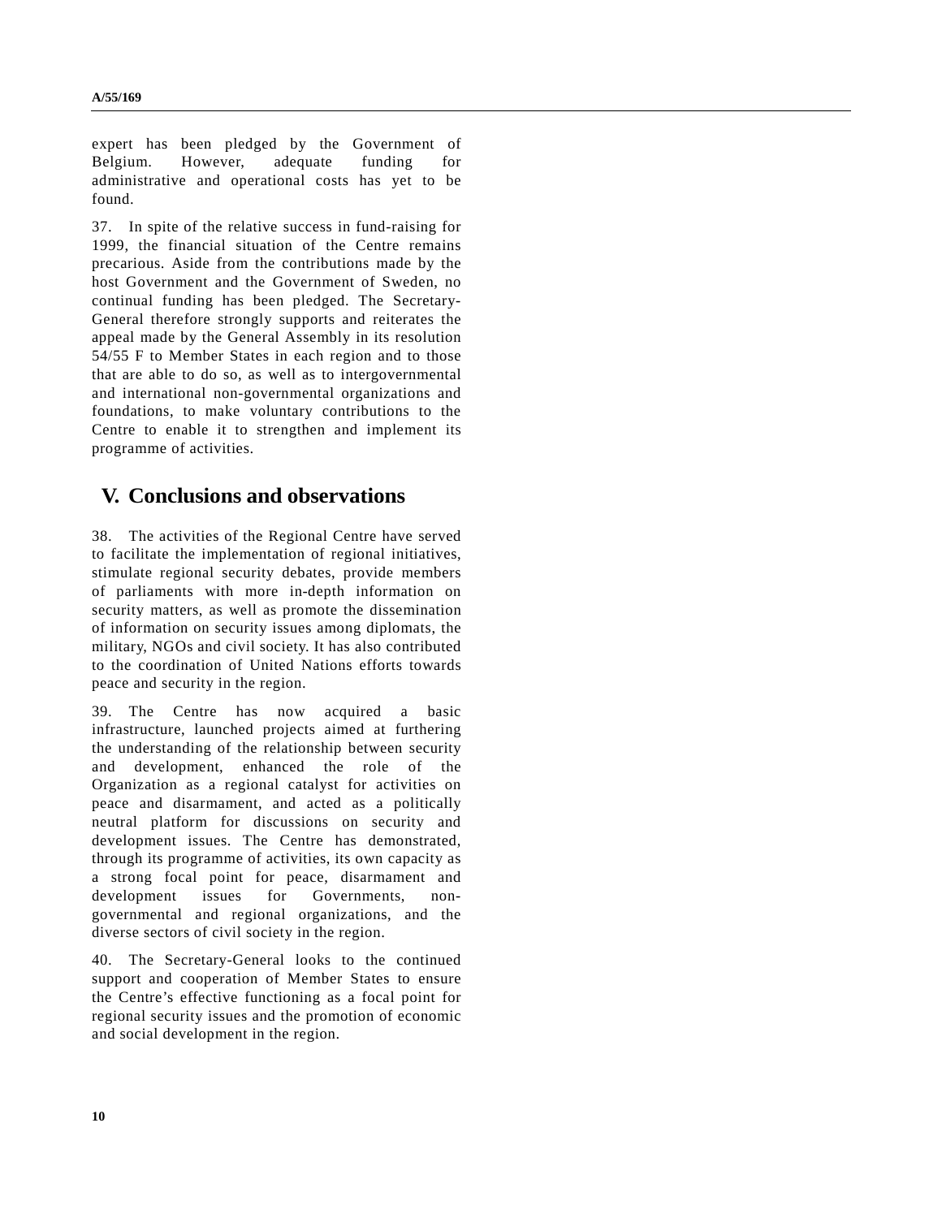expert has been pledged by the Government of Belgium. However, adequate funding for administrative and operational costs has yet to be found.

37. In spite of the relative success in fund-raising for 1999, the financial situation of the Centre remains precarious. Aside from the contributions made by the host Government and the Government of Sweden, no continual funding has been pledged. The Secretary-General therefore strongly supports and reiterates the appeal made by the General Assembly in its resolution 54/55 F to Member States in each region and to those that are able to do so, as well as to intergovernmental and international non-governmental organizations and foundations, to make voluntary contributions to the Centre to enable it to strengthen and implement its programme of activities.

## V. Conclusions and observations

38. The activities of the Regional Centre have served to facilitate the implementation of regional initiatives, stimulate regional security debates, provide members of parliaments with more in-depth information on security matters, as well as promote the dissemination of information on security issues among diplomats, the military, NGOs and civil society. It has also contributed to the coordination of United Nations efforts towards peace and security in the region.

39. The Centre has now acquired a basic infrastructure, launched projects aimed at furthering the understanding of the relationship between security and development, enhanced the role of the Organization as a regional catalyst for activities on peace and disarmament, and acted as a politically neutral platform for discussions on security and development issues. The Centre has demonstrated, through its programme of activities, its own capacity as a strong focal point for peace, disarmament and development issues for Governments, non-governmental and regional organizations, and the diverse sectors of civil society in the region.

40. The Secretary-General looks to the continued support and cooperation of Member States to ensure the Centre's effective functioning as a focal point for regional security issues and the promotion of economic and social development in the region.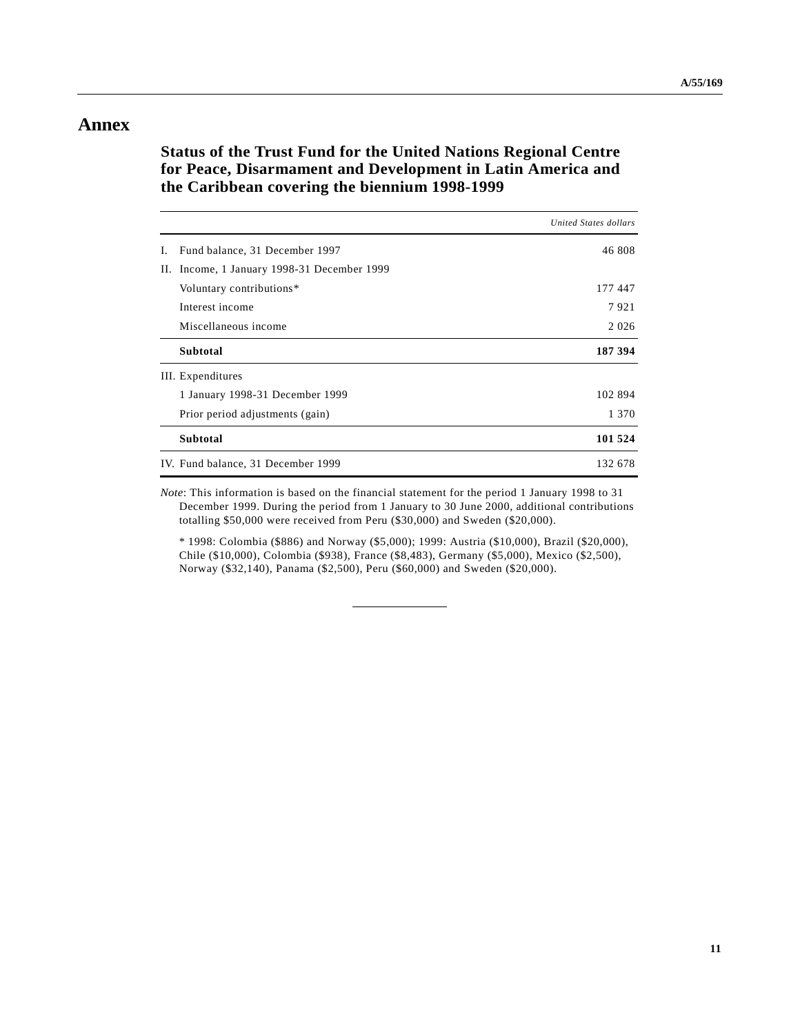# Annex

## Status of the Trust Fund for the United Nations Regional Centre for Peace, Disarmament and Development in Latin America and the Caribbean covering the biennium 1998-1999

| | *United States dollars* |
|---|---|
| I. Fund balance, 31 December 1997 | 46 808 |
| II. Income, 1 January 1998-31 December 1999 | |
| Voluntary contributions* | 177 447 |
| Interest income | 7 921 |
| Miscellaneous income | 2 026 |
| **Subtotal** | **187 394** |
| III. Expenditures | |
| 1 January 1998-31 December 1999 | 102 894 |
| Prior period adjustments (gain) | 1 370 |
| **Subtotal** | **101 524** |
| IV. Fund balance, 31 December 1999 | 132 678 |

*Note*: This information is based on the financial statement for the period 1 January 1998 to 31 December 1999. During the period from 1 January to 30 June 2000, additional contributions totalling $50,000 were received from Peru ($30,000) and Sweden ($20,000).

* 1998: Colombia ($886) and Norway ($5,000); 1999: Austria ($10,000), Brazil ($20,000), Chile ($10,000), Colombia ($938), France ($8,483), Germany ($5,000), Mexico ($2,500), Norway ($32,140), Panama ($2,500), Peru ($60,000) and Sweden ($20,000).